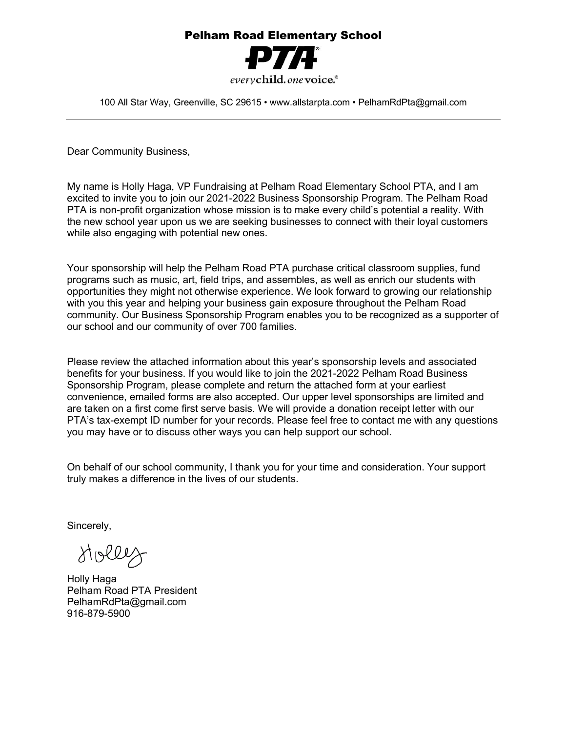# Pelham Road Elementary School

**PTA**

*every* **child.** *one* **voice.**

100 All Star Way, Greenville, SC 29615 • www.allstarpta.com • PelhamRdPta@gmail.com

---

Dear Community Business,

My name is Holly Haga, VP Fundraising at Pelham Road Elementary School PTA, and I am excited to invite you to join our 2021-2022 Business Sponsorship Program. The Pelham Road PTA is non-profit organization whose mission is to make every child's potential a reality. With the new school year upon us we are seeking businesses to connect with their loyal customers while also engaging with potential new ones.

Your sponsorship will help the Pelham Road PTA purchase critical classroom supplies, fund programs such as music, art, field trips, and assembles, as well as enrich our students with opportunities they might not otherwise experience. We look forward to growing our relationship with you this year and helping your business gain exposure throughout the Pelham Road community. Our Business Sponsorship Program enables you to be recognized as a supporter of our school and our community of over 700 families.

Please review the attached information about this year's sponsorship levels and associated benefits for your business. If you would like to join the 2021-2022 Pelham Road Business Sponsorship Program, please complete and return the attached form at your earliest convenience, emailed forms are also accepted. Our upper level sponsorships are limited and are taken on a first come first serve basis. We will provide a donation receipt letter with our PTA's tax-exempt ID number for your records. Please feel free to contact me with any questions you may have or to discuss other ways you can help support our school.

On behalf of our school community, I thank you for your time and consideration. Your support truly makes a difference in the lives of our students.

Sincerely,

Holly

Holly Haga
Pelham Road PTA President
PelhamRdPta@gmail.com
916-879-5900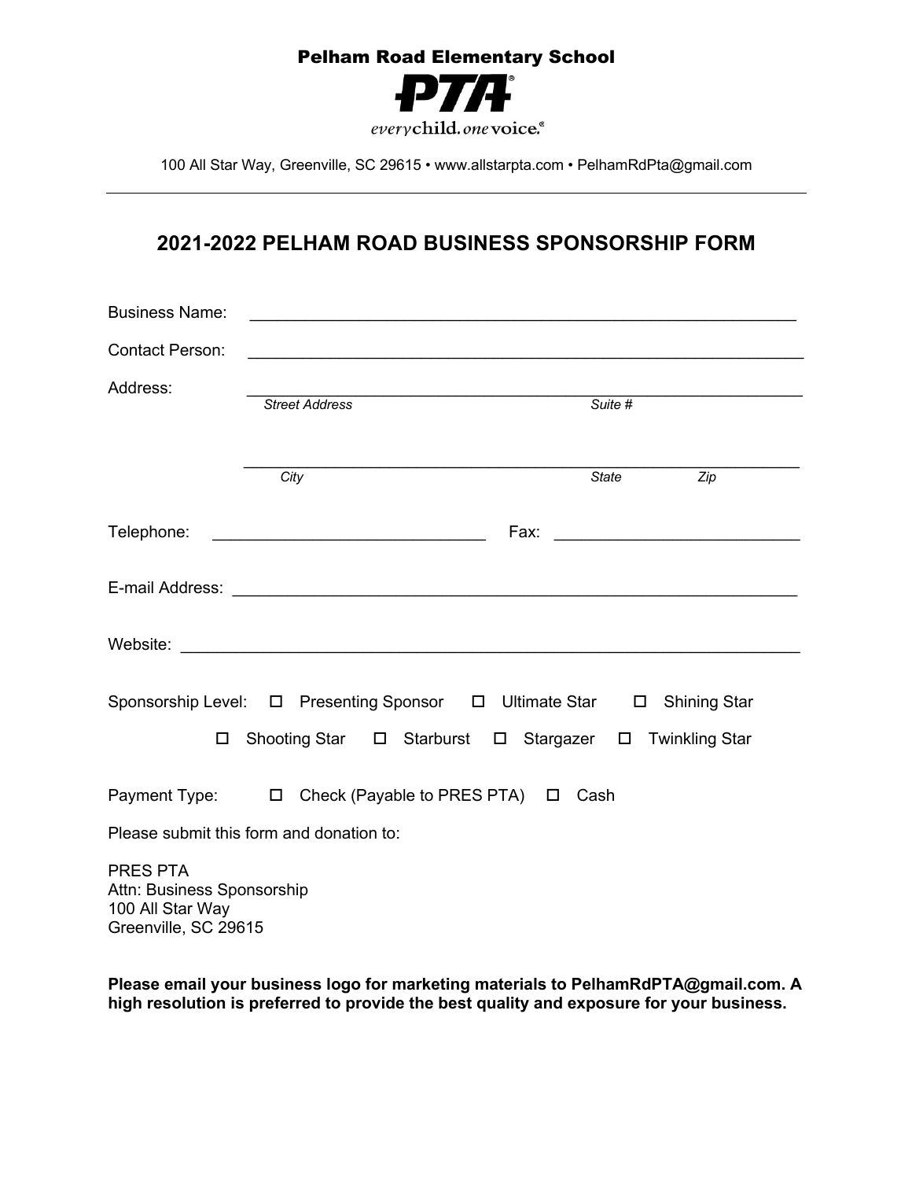**Pelham Road Elementary School**

**PTA**

*every*child. *one* voice.

100 All Star Way, Greenville, SC 29615 • www.allstarpta.com • PelhamRdPta@gmail.com

---

## 2021-2022 PELHAM ROAD BUSINESS SPONSORSHIP FORM

Business Name: ______________________________________________________________

Contact Person: ______________________________________________________________

Address: ______________________________________________________________
*Street Address* *Suite #*

______________________________________________________________
*City* *State* *Zip*

Telephone: ______________________________ Fax: ____________________________

E-mail Address: ______________________________________________________________

Website: ______________________________________________________________

Sponsorship Level: ☐ Presenting Sponsor ☐ Ultimate Star ☐ Shining Star

☐ Shooting Star ☐ Starburst ☐ Stargazer ☐ Twinkling Star

Payment Type: ☐ Check (Payable to PRES PTA) ☐ Cash

Please submit this form and donation to:

PRES PTA
Attn: Business Sponsorship
100 All Star Way
Greenville, SC 29615

**Please email your business logo for marketing materials to PelhamRdPTA@gmail.com. A high resolution is preferred to provide the best quality and exposure for your business.**